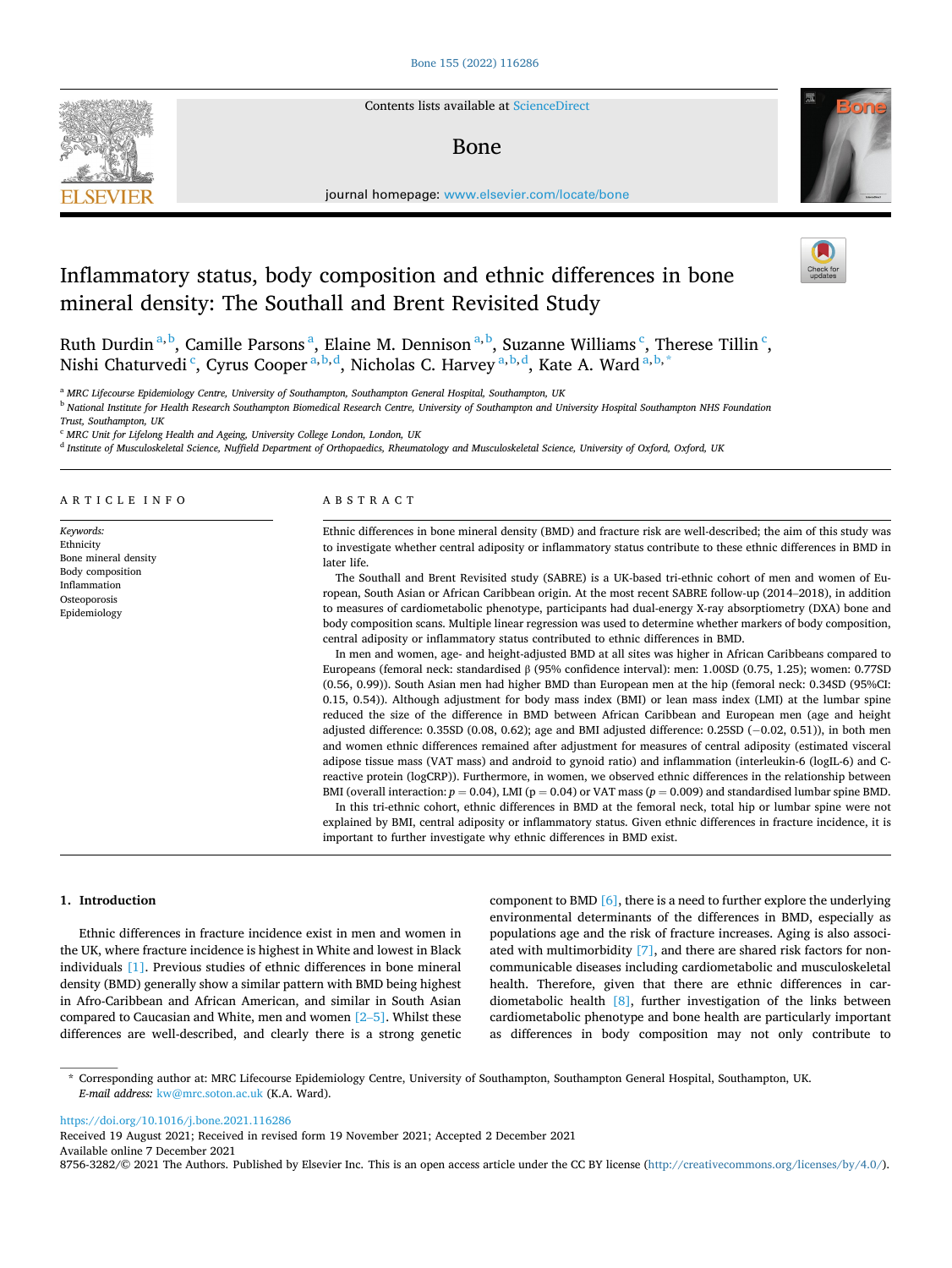# Inflammatory status, body composition and ethnic differences in bone mineral density: The Southall and Brent Revisited Study

Ruth Durdin [a,b], Camille Parsons [a], Elaine M. Dennison [a,b], Suzanne Williams [c], Therese Tillin [c], Nishi Chaturvedi [c], Cyrus Cooper [a,b,d], Nicholas C. Harvey [a,b,d], Kate A. Ward [a,b,*]

[a] MRC Lifecourse Epidemiology Centre, University of Southampton, Southampton General Hospital, Southampton, UK

[b] National Institute for Health Research Southampton Biomedical Research Centre, University of Southampton and University Hospital Southampton NHS Foundation Trust, Southampton, UK

[c] MRC Unit for Lifelong Health and Ageing, University College London, London, UK

[d] Institute of Musculoskeletal Science, Nuffield Department of Orthopaedics, Rheumatology and Musculoskeletal Science, University of Oxford, Oxford, UK

## ARTICLE INFO

*Keywords:*
Ethnicity
Bone mineral density
Body composition
Inflammation
Osteoporosis
Epidemiology

## ABSTRACT

Ethnic differences in bone mineral density (BMD) and fracture risk are well-described; the aim of this study was to investigate whether central adiposity or inflammatory status contribute to these ethnic differences in BMD in later life.

The Southall and Brent Revisited study (SABRE) is a UK-based tri-ethnic cohort of men and women of European, South Asian or African Caribbean origin. At the most recent SABRE follow-up (2014–2018), in addition to measures of cardiometabolic phenotype, participants had dual-energy X-ray absorptiometry (DXA) bone and body composition scans. Multiple linear regression was used to determine whether markers of body composition, central adiposity or inflammatory status contributed to ethnic differences in BMD.

In men and women, age- and height-adjusted BMD at all sites was higher in African Caribbeans compared to Europeans (femoral neck: standardised β (95% confidence interval): men: 1.00SD (0.75, 1.25); women: 0.77SD (0.56, 0.99)). South Asian men had higher BMD than European men at the hip (femoral neck: 0.34SD (95%CI: 0.15, 0.54)). Although adjustment for body mass index (BMI) or lean mass index (LMI) at the lumbar spine reduced the size of the difference in BMD between African Caribbean and European men (age and height adjusted difference: 0.35SD (0.08, 0.62); age and BMI adjusted difference: 0.25SD (−0.02, 0.51)), in both men and women ethnic differences remained after adjustment for measures of central adiposity (estimated visceral adipose tissue mass (VAT mass) and android to gynoid ratio) and inflammation (interleukin-6 (logIL-6) and C-reactive protein (logCRP)). Furthermore, in women, we observed ethnic differences in the relationship between BMI (overall interaction: $p = 0.04$), LMI ($p = 0.04$) or VAT mass ($p = 0.009$) and standardised lumbar spine BMD.

In this tri-ethnic cohort, ethnic differences in BMD at the femoral neck, total hip or lumbar spine were not explained by BMI, central adiposity or inflammatory status. Given ethnic differences in fracture incidence, it is important to further investigate why ethnic differences in BMD exist.

## 1. Introduction

Ethnic differences in fracture incidence exist in men and women in the UK, where fracture incidence is highest in White and lowest in Black individuals [1]. Previous studies of ethnic differences in bone mineral density (BMD) generally show a similar pattern with BMD being highest in Afro-Caribbean and African American, and similar in South Asian compared to Caucasian and White, men and women [2–5]. Whilst these differences are well-described, and clearly there is a strong genetic component to BMD [6], there is a need to further explore the underlying environmental determinants of the differences in BMD, especially as populations age and the risk of fracture increases. Aging is also associated with multimorbidity [7], and there are shared risk factors for non-communicable diseases including cardiometabolic and musculoskeletal health. Therefore, given that there are ethnic differences in cardiometabolic health [8], further investigation of the links between cardiometabolic phenotype and bone health are particularly important as differences in body composition may not only contribute to

---

* Corresponding author at: MRC Lifecourse Epidemiology Centre, University of Southampton, Southampton General Hospital, Southampton, UK.
*E-mail address:* kw@mrc.soton.ac.uk (K.A. Ward).

https://doi.org/10.1016/j.bone.2021.116286
Received 19 August 2021; Received in revised form 19 November 2021; Accepted 2 December 2021
Available online 7 December 2021
8756-3282/© 2021 The Authors. Published by Elsevier Inc. This is an open access article under the CC BY license (http://creativecommons.org/licenses/by/4.0/).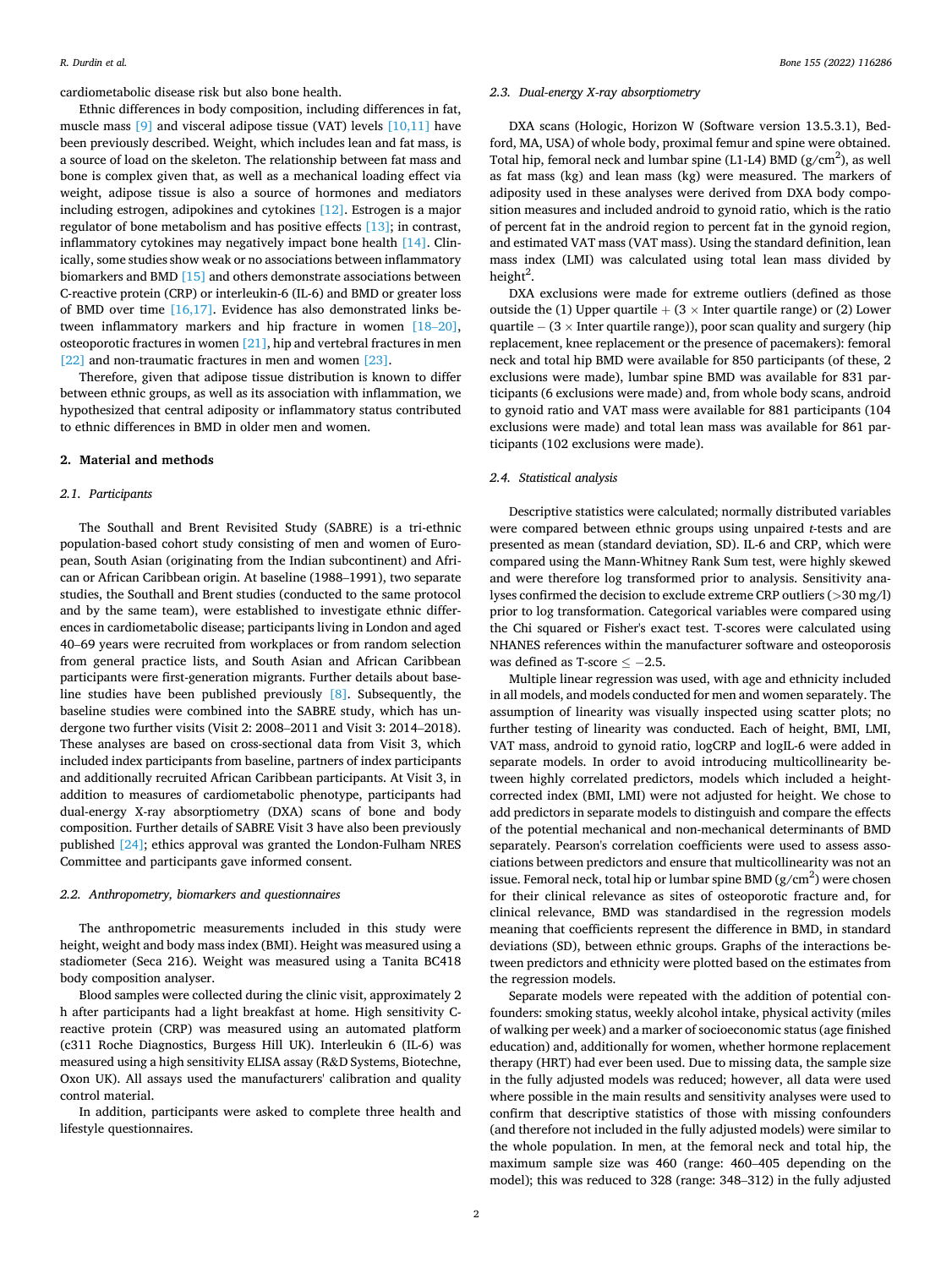cardiometabolic disease risk but also bone health.

Ethnic differences in body composition, including differences in fat, muscle mass [9] and visceral adipose tissue (VAT) levels [10,11] have been previously described. Weight, which includes lean and fat mass, is a source of load on the skeleton. The relationship between fat mass and bone is complex given that, as well as a mechanical loading effect via weight, adipose tissue is also a source of hormones and mediators including estrogen, adipokines and cytokines [12]. Estrogen is a major regulator of bone metabolism and has positive effects [13]; in contrast, inflammatory cytokines may negatively impact bone health [14]. Clinically, some studies show weak or no associations between inflammatory biomarkers and BMD [15] and others demonstrate associations between C-reactive protein (CRP) or interleukin-6 (IL-6) and BMD or greater loss of BMD over time [16,17]. Evidence has also demonstrated links between inflammatory markers and hip fracture in women [18–20], osteoporotic fractures in women [21], hip and vertebral fractures in men [22] and non-traumatic fractures in men and women [23].

Therefore, given that adipose tissue distribution is known to differ between ethnic groups, as well as its association with inflammation, we hypothesized that central adiposity or inflammatory status contributed to ethnic differences in BMD in older men and women.

## 2. Material and methods

### 2.1. Participants

The Southall and Brent Revisited Study (SABRE) is a tri-ethnic population-based cohort study consisting of men and women of European, South Asian (originating from the Indian subcontinent) and African or African Caribbean origin. At baseline (1988–1991), two separate studies, the Southall and Brent studies (conducted to the same protocol and by the same team), were established to investigate ethnic differences in cardiometabolic disease; participants living in London and aged 40–69 years were recruited from workplaces or from random selection from general practice lists, and South Asian and African Caribbean participants were first-generation migrants. Further details about baseline studies have been published previously [8]. Subsequently, the baseline studies were combined into the SABRE study, which has undergone two further visits (Visit 2: 2008–2011 and Visit 3: 2014–2018). These analyses are based on cross-sectional data from Visit 3, which included index participants from baseline, partners of index participants and additionally recruited African Caribbean participants. At Visit 3, in addition to measures of cardiometabolic phenotype, participants had dual-energy X-ray absorptiometry (DXA) scans of bone and body composition. Further details of SABRE Visit 3 have also been previously published [24]; ethics approval was granted the London-Fulham NRES Committee and participants gave informed consent.

### 2.2. Anthropometry, biomarkers and questionnaires

The anthropometric measurements included in this study were height, weight and body mass index (BMI). Height was measured using a stadiometer (Seca 216). Weight was measured using a Tanita BC418 body composition analyser.

Blood samples were collected during the clinic visit, approximately 2 h after participants had a light breakfast at home. High sensitivity C-reactive protein (CRP) was measured using an automated platform (c311 Roche Diagnostics, Burgess Hill UK). Interleukin 6 (IL-6) was measured using a high sensitivity ELISA assay (R&D Systems, Biotechne, Oxon UK). All assays used the manufacturers' calibration and quality control material.

In addition, participants were asked to complete three health and lifestyle questionnaires.

### 2.3. Dual-energy X-ray absorptiometry

DXA scans (Hologic, Horizon W (Software version 13.5.3.1), Bedford, MA, USA) of whole body, proximal femur and spine were obtained. Total hip, femoral neck and lumbar spine (L1-L4) BMD (g/cm$^2$), as well as fat mass (kg) and lean mass (kg) were measured. The markers of adiposity used in these analyses were derived from DXA body composition measures and included android to gynoid ratio, which is the ratio of percent fat in the android region to percent fat in the gynoid region, and estimated VAT mass (VAT mass). Using the standard definition, lean mass index (LMI) was calculated using total lean mass divided by height$^2$.

DXA exclusions were made for extreme outliers (defined as those outside the (1) Upper quartile + (3 × Inter quartile range) or (2) Lower quartile − (3 × Inter quartile range)), poor scan quality and surgery (hip replacement, knee replacement or the presence of pacemakers): femoral neck and total hip BMD were available for 850 participants (of these, 2 exclusions were made), lumbar spine BMD was available for 831 participants (6 exclusions were made) and, from whole body scans, android to gynoid ratio and VAT mass were available for 881 participants (104 exclusions were made) and total lean mass was available for 861 participants (102 exclusions were made).

### 2.4. Statistical analysis

Descriptive statistics were calculated; normally distributed variables were compared between ethnic groups using unpaired *t*-tests and are presented as mean (standard deviation, SD). IL-6 and CRP, which were compared using the Mann-Whitney Rank Sum test, were highly skewed and were therefore log transformed prior to analysis. Sensitivity analyses confirmed the decision to exclude extreme CRP outliers (>30 mg/l) prior to log transformation. Categorical variables were compared using the Chi squared or Fisher's exact test. T-scores were calculated using NHANES references within the manufacturer software and osteoporosis was defined as T-score ≤ −2.5.

Multiple linear regression was used, with age and ethnicity included in all models, and models conducted for men and women separately. The assumption of linearity was visually inspected using scatter plots; no further testing of linearity was conducted. Each of height, BMI, LMI, VAT mass, android to gynoid ratio, logCRP and logIL-6 were added in separate models. In order to avoid introducing multicollinearity between highly correlated predictors, models which included a height-corrected index (BMI, LMI) were not adjusted for height. We chose to add predictors in separate models to distinguish and compare the effects of the potential mechanical and non-mechanical determinants of BMD separately. Pearson's correlation coefficients were used to assess associations between predictors and ensure that multicollinearity was not an issue. Femoral neck, total hip or lumbar spine BMD (g/cm$^2$) were chosen for their clinical relevance as sites of osteoporotic fracture and, for clinical relevance, BMD was standardised in the regression models meaning that coefficients represent the difference in BMD, in standard deviations (SD), between ethnic groups. Graphs of the interactions between predictors and ethnicity were plotted based on the estimates from the regression models.

Separate models were repeated with the addition of potential confounders: smoking status, weekly alcohol intake, physical activity (miles of walking per week) and a marker of socioeconomic status (age finished education) and, additionally for women, whether hormone replacement therapy (HRT) had ever been used. Due to missing data, the sample size in the fully adjusted models was reduced; however, all data were used where possible in the main results and sensitivity analyses were used to confirm that descriptive statistics of those with missing confounders (and therefore not included in the fully adjusted models) were similar to the whole population. In men, at the femoral neck and total hip, the maximum sample size was 460 (range: 460–405 depending on the model); this was reduced to 328 (range: 348–312) in the fully adjusted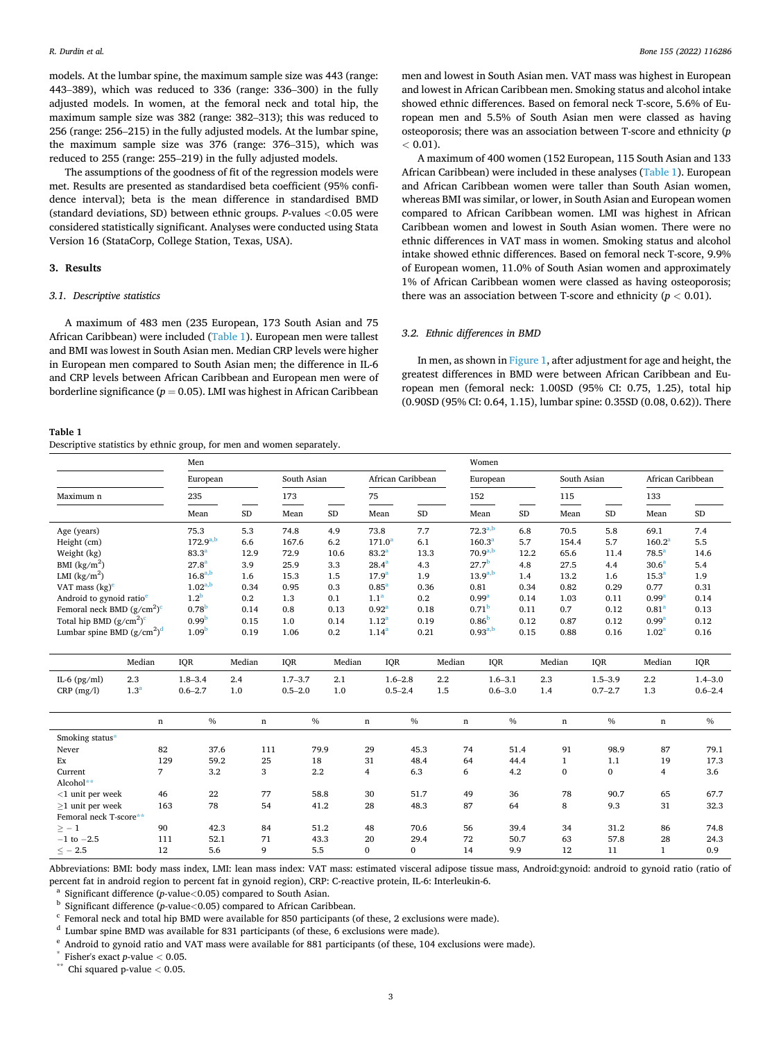models. At the lumbar spine, the maximum sample size was 443 (range: 443–389), which was reduced to 336 (range: 336–300) in the fully adjusted models. In women, at the femoral neck and total hip, the maximum sample size was 382 (range: 382–313); this was reduced to 256 (range: 256–215) in the fully adjusted models. At the lumbar spine, the maximum sample size was 376 (range: 376–315), which was reduced to 255 (range: 255–219) in the fully adjusted models.

The assumptions of the goodness of fit of the regression models were met. Results are presented as standardised beta coefficient (95% confidence interval); beta is the mean difference in standardised BMD (standard deviations, SD) between ethnic groups. P-values <0.05 were considered statistically significant. Analyses were conducted using Stata Version 16 (StataCorp, College Station, Texas, USA).

## 3. Results

### 3.1. Descriptive statistics

A maximum of 483 men (235 European, 173 South Asian and 75 African Caribbean) were included (Table 1). European men were tallest and BMI was lowest in South Asian men. Median CRP levels were higher in European men compared to South Asian men; the difference in IL-6 and CRP levels between African Caribbean and European men were of borderline significance ($p = 0.05$). LMI was highest in African Caribbean men and lowest in South Asian men. VAT mass was highest in European and lowest in African Caribbean men. Smoking status and alcohol intake showed ethnic differences. Based on femoral neck T-score, 5.6% of European men and 5.5% of South Asian men were classed as having osteoporosis; there was an association between T-score and ethnicity ($p < 0.01$).

A maximum of 400 women (152 European, 115 South Asian and 133 African Caribbean) were included in these analyses (Table 1). European and African Caribbean women were taller than South Asian women, whereas BMI was similar, or lower, in South Asian and European women compared to African Caribbean women. LMI was highest in African Caribbean women and lowest in South Asian women. There were no ethnic differences in VAT mass in women. Smoking status and alcohol intake showed ethnic differences. Based on femoral neck T-score, 9.9% of European women, 11.0% of South Asian women and approximately 1% of African Caribbean women were classed as having osteoporosis; there was an association between T-score and ethnicity ($p < 0.01$).

### 3.2. Ethnic differences in BMD

In men, as shown in Figure 1, after adjustment for age and height, the greatest differences in BMD were between African Caribbean and European men (femoral neck: 1.00SD (95% CI: 0.75, 1.25), total hip (0.90SD (95% CI: 0.64, 1.15), lumbar spine: 0.35SD (0.08, 0.62)). There

**Table 1**
Descriptive statistics by ethnic group, for men and women separately.

| | Men | | | | | | Women | | | | | |
|---|---|---|---|---|---|---|---|---|---|---|---|---|
| | European | | South Asian | | African Caribbean | | European | | South Asian | | African Caribbean | |
| Maximum n | 235 | | 173 | | 75 | | 152 | | 115 | | 133 | |
| | Mean | SD | Mean | SD | Mean | SD | Mean | SD | Mean | SD | Mean | SD |
| Age (years) | 75.3 | 5.3 | 74.8 | 4.9 | 73.8 | 7.7 | 72.3[a,b] | 6.8 | 70.5 | 5.8 | 69.1 | 7.4 |
| Height (cm) | 172.9[a,b] | 6.6 | 167.6 | 6.2 | 171.0[a] | 6.1 | 160.3[a] | 5.7 | 154.4 | 5.7 | 160.2[a] | 5.5 |
| Weight (kg) | 83.3[a] | 12.9 | 72.9 | 10.6 | 83.2[a] | 13.3 | 70.9[a,b] | 12.2 | 65.6 | 11.4 | 78.5[a] | 14.6 |
| BMI (kg/m$^2$) | 27.8[a] | 3.9 | 25.9 | 3.3 | 28.4[a] | 4.3 | 27.7[b] | 4.8 | 27.5 | 4.4 | 30.6[a] | 5.4 |
| LMI (kg/m$^2$) | 16.8[a,b] | 1.6 | 15.3 | 1.5 | 17.9[a] | 1.9 | 13.9[a,b] | 1.4 | 13.2 | 1.6 | 15.3[a] | 1.9 |
| VAT mass (kg)[e] | 1.02[a,b] | 0.34 | 0.95 | 0.3 | 0.85[a] | 0.36 | 0.81 | 0.34 | 0.82 | 0.29 | 0.77 | 0.31 |
| Android to gynoid ratio[e] | 1.2[b] | 0.2 | 1.3 | 0.1 | 1.1[a] | 0.2 | 0.99[a] | 0.14 | 1.03 | 0.11 | 0.99[a] | 0.14 |
| Femoral neck BMD (g/cm$^2$)[c] | 0.78[b] | 0.14 | 0.8 | 0.13 | 0.92[a] | 0.18 | 0.71[b] | 0.11 | 0.7 | 0.12 | 0.81[a] | 0.13 |
| Total hip BMD (g/cm$^2$)[c] | 0.99[b] | 0.15 | 1.0 | 0.14 | 1.12[a] | 0.19 | 0.86[b] | 0.12 | 0.87 | 0.12 | 0.99[a] | 0.12 |
| Lumbar spine BMD (g/cm$^2$)[d] | 1.09[b] | 0.19 | 1.06 | 0.2 | 1.14[a] | 0.21 | 0.93[a,b] | 0.15 | 0.88 | 0.16 | 1.02[a] | 0.16 |
| | Median | IQR | Median | IQR | Median | IQR | Median | IQR | Median | IQR | Median | IQR |
| IL-6 (pg/ml) | 2.3 | 1.8–3.4 | 2.4 | 1.7–3.7 | 2.1 | 1.6–2.8 | 2.2 | 1.6–3.1 | 2.3 | 1.5–3.9 | 2.2 | 1.4–3.0 |
| CRP (mg/l) | 1.3[a] | 0.6–2.7 | 1.0 | 0.5–2.0 | 1.0 | 0.5–2.4 | 1.5 | 0.6–3.0 | 1.4 | 0.7–2.7 | 1.3 | 0.6–2.4 |
| | n | % | n | % | n | % | n | % | n | % | n | % |
| Smoking status* | | | | | | | | | | | | |
| Never | 82 | 37.6 | 111 | 79.9 | 29 | 45.3 | 74 | 51.4 | 91 | 98.9 | 87 | 79.1 |
| Ex | 129 | 59.2 | 25 | 18 | 31 | 48.4 | 64 | 44.4 | 1 | 1.1 | 19 | 17.3 |
| Current | 7 | 3.2 | 3 | 2.2 | 4 | 6.3 | 6 | 4.2 | 0 | 0 | 4 | 3.6 |
| Alcohol** | | | | | | | | | | | | |
| <1 unit per week | 46 | 22 | 77 | 58.8 | 30 | 51.7 | 49 | 36 | 78 | 90.7 | 65 | 67.7 |
| ≥1 unit per week | 163 | 78 | 54 | 41.2 | 28 | 48.3 | 87 | 64 | 8 | 9.3 | 31 | 32.3 |
| Femoral neck T-score** | | | | | | | | | | | | |
| ≥ − 1 | 90 | 42.3 | 84 | 51.2 | 48 | 70.6 | 56 | 39.4 | 34 | 31.2 | 86 | 74.8 |
| −1 to −2.5 | 111 | 52.1 | 71 | 43.3 | 20 | 29.4 | 72 | 50.7 | 63 | 57.8 | 28 | 24.3 |
| ≤ − 2.5 | 12 | 5.6 | 9 | 5.5 | 0 | 0 | 14 | 9.9 | 12 | 11 | 1 | 0.9 |

Abbreviations: BMI: body mass index, LMI: lean mass index: VAT mass: estimated visceral adipose tissue mass, Android:gynoid: android to gynoid ratio (ratio of percent fat in android region to percent fat in gynoid region), CRP: C-reactive protein, IL-6: Interleukin-6.

[a] Significant difference (p-value<0.05) compared to South Asian.
[b] Significant difference (p-value<0.05) compared to African Caribbean.
[c] Femoral neck and total hip BMD were available for 850 participants (of these, 2 exclusions were made).
[d] Lumbar spine BMD was available for 831 participants (of these, 6 exclusions were made).
[e] Android to gynoid ratio and VAT mass were available for 881 participants (of these, 104 exclusions were made).
* Fisher's exact p-value < 0.05.
** Chi squared p-value < 0.05.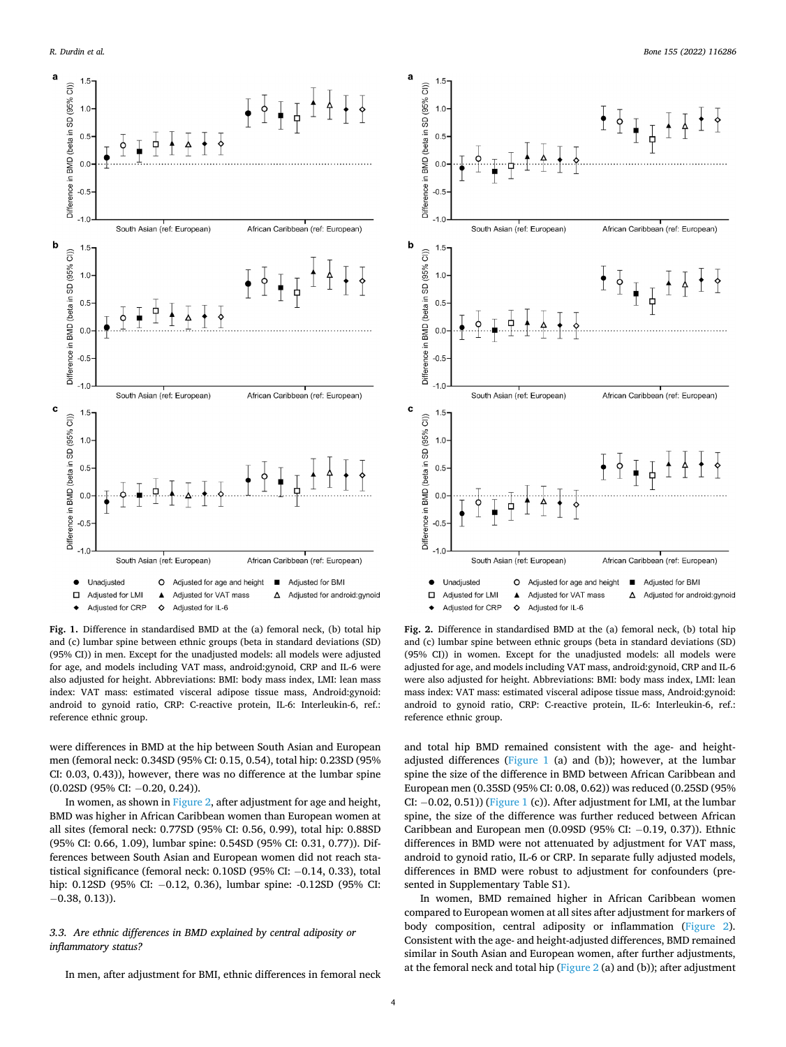**Fig. 1.** Difference in standardised BMD at the (a) femoral neck, (b) total hip and (c) lumbar spine between ethnic groups (beta in standard deviations (SD) (95% CI)) in men. Except for the unadjusted models: all models were adjusted for age, and models including VAT mass, android:gynoid, CRP and IL-6 were also adjusted for height. Abbreviations: BMI: body mass index, LMI: lean mass index: VAT mass: estimated visceral adipose tissue mass, Android:gynoid: android to gynoid ratio, CRP: C-reactive protein, IL-6: Interleukin-6, ref.: reference ethnic group.

**Fig. 2.** Difference in standardised BMD at the (a) femoral neck, (b) total hip and (c) lumbar spine between ethnic groups (beta in standard deviations (SD) (95% CI)) in women. Except for the unadjusted models: all models were adjusted for age, and models including VAT mass, android:gynoid, CRP and IL-6 were also adjusted for height. Abbreviations: BMI: body mass index, LMI: lean mass index: VAT mass: estimated visceral adipose tissue mass, Android:gynoid: android to gynoid ratio, CRP: C-reactive protein, IL-6: Interleukin-6, ref.: reference ethnic group.

were differences in BMD at the hip between South Asian and European men (femoral neck: 0.34SD (95% CI: 0.15, 0.54), total hip: 0.23SD (95% CI: 0.03, 0.43)), however, there was no difference at the lumbar spine (0.02SD (95% CI: −0.20, 0.24)).

In women, as shown in Figure 2, after adjustment for age and height, BMD was higher in African Caribbean women than European women at all sites (femoral neck: 0.77SD (95% CI: 0.56, 0.99), total hip: 0.88SD (95% CI: 0.66, 1.09), lumbar spine: 0.54SD (95% CI: 0.31, 0.77)). Differences between South Asian and European women did not reach statistical significance (femoral neck: 0.10SD (95% CI: −0.14, 0.33), total hip: 0.12SD (95% CI: −0.12, 0.36), lumbar spine: -0.12SD (95% CI: −0.38, 0.13)).

### 3.3. Are ethnic differences in BMD explained by central adiposity or inflammatory status?

In men, after adjustment for BMI, ethnic differences in femoral neck and total hip BMD remained consistent with the age- and height-adjusted differences (Figure 1 (a) and (b)); however, at the lumbar spine the size of the difference in BMD between African Caribbean and European men (0.35SD (95% CI: 0.08, 0.62)) was reduced (0.25SD (95% CI: −0.02, 0.51)) (Figure 1 (c)). After adjustment for LMI, at the lumbar spine, the size of the difference was further reduced between African Caribbean and European men (0.09SD (95% CI: −0.19, 0.37)). Ethnic differences in BMD were not attenuated by adjustment for VAT mass, android to gynoid ratio, IL-6 or CRP. In separate fully adjusted models, differences in BMD were robust to adjustment for confounders (presented in Supplementary Table S1).

In women, BMD remained higher in African Caribbean women compared to European women at all sites after adjustment for markers of body composition, central adiposity or inflammation (Figure 2). Consistent with the age- and height-adjusted differences, BMD remained similar in South Asian and European women, after further adjustments, at the femoral neck and total hip (Figure 2 (a) and (b)); after adjustment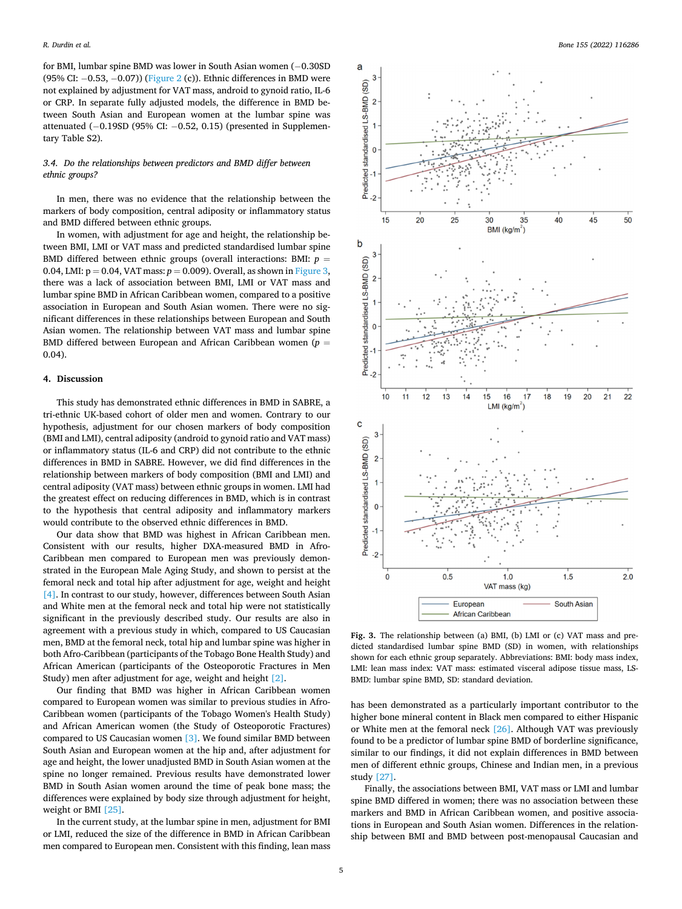for BMI, lumbar spine BMD was lower in South Asian women (−0.30SD (95% CI: −0.53, −0.07)) (Figure 2 (c)). Ethnic differences in BMD were not explained by adjustment for VAT mass, android to gynoid ratio, IL-6 or CRP. In separate fully adjusted models, the difference in BMD between South Asian and European women at the lumbar spine was attenuated (−0.19SD (95% CI: −0.52, 0.15) (presented in Supplementary Table S2).

### 3.4. Do the relationships between predictors and BMD differ between ethnic groups?

In men, there was no evidence that the relationship between the markers of body composition, central adiposity or inflammatory status and BMD differed between ethnic groups.

In women, with adjustment for age and height, the relationship between BMI, LMI or VAT mass and predicted standardised lumbar spine BMD differed between ethnic groups (overall interactions: BMI: $p$ = 0.04, LMI: p = 0.04, VAT mass: $p$ = 0.009). Overall, as shown in Figure 3, there was a lack of association between BMI, LMI or VAT mass and lumbar spine BMD in African Caribbean women, compared to a positive association in European and South Asian women. There were no significant differences in these relationships between European and South Asian women. The relationship between VAT mass and lumbar spine BMD differed between European and African Caribbean women ($p$ = 0.04).

## 4. Discussion

This study has demonstrated ethnic differences in BMD in SABRE, a tri-ethnic UK-based cohort of older men and women. Contrary to our hypothesis, adjustment for our chosen markers of body composition (BMI and LMI), central adiposity (android to gynoid ratio and VAT mass) or inflammatory status (IL-6 and CRP) did not contribute to the ethnic differences in BMD in SABRE. However, we did find differences in the relationship between markers of body composition (BMI and LMI) and central adiposity (VAT mass) between ethnic groups in women. LMI had the greatest effect on reducing differences in BMD, which is in contrast to the hypothesis that central adiposity and inflammatory markers would contribute to the observed ethnic differences in BMD.

Our data show that BMD was highest in African Caribbean men. Consistent with our results, higher DXA-measured BMD in Afro-Caribbean men compared to European men was previously demonstrated in the European Male Aging Study, and shown to persist at the femoral neck and total hip after adjustment for age, weight and height [4]. In contrast to our study, however, differences between South Asian and White men at the femoral neck and total hip were not statistically significant in the previously described study. Our results are also in agreement with a previous study in which, compared to US Caucasian men, BMD at the femoral neck, total hip and lumbar spine was higher in both Afro-Caribbean (participants of the Tobago Bone Health Study) and African American (participants of the Osteoporotic Fractures in Men Study) men after adjustment for age, weight and height [2].

Our finding that BMD was higher in African Caribbean women compared to European women was similar to previous studies in Afro-Caribbean women (participants of the Tobago Women's Health Study) and African American women (the Study of Osteoporotic Fractures) compared to US Caucasian women [3]. We found similar BMD between South Asian and European women at the hip and, after adjustment for age and height, the lower unadjusted BMD in South Asian women at the spine no longer remained. Previous results have demonstrated lower BMD in South Asian women around the time of peak bone mass; the differences were explained by body size through adjustment for height, weight or BMI [25].

In the current study, at the lumbar spine in men, adjustment for BMI or LMI, reduced the size of the difference in BMD in African Caribbean men compared to European men. Consistent with this finding, lean mass has been demonstrated as a particularly important contributor to the higher bone mineral content in Black men compared to either Hispanic or White men at the femoral neck [26]. Although VAT was previously found to be a predictor of lumbar spine BMD of borderline significance, similar to our findings, it did not explain differences in BMD between men of different ethnic groups, Chinese and Indian men, in a previous study [27].

Finally, the associations between BMI, VAT mass or LMI and lumbar spine BMD differed in women; there was no association between these markers and BMD in African Caribbean women, and positive associations in European and South Asian women. Differences in the relationship between BMI and BMD between post-menopausal Caucasian and

**Fig. 3.** The relationship between (a) BMI, (b) LMI or (c) VAT mass and predicted standardised lumbar spine BMD (SD) in women, with relationships shown for each ethnic group separately. Abbreviations: BMI: body mass index, LMI: lean mass index: VAT mass: estimated visceral adipose tissue mass, LS-BMD: lumbar spine BMD, SD: standard deviation.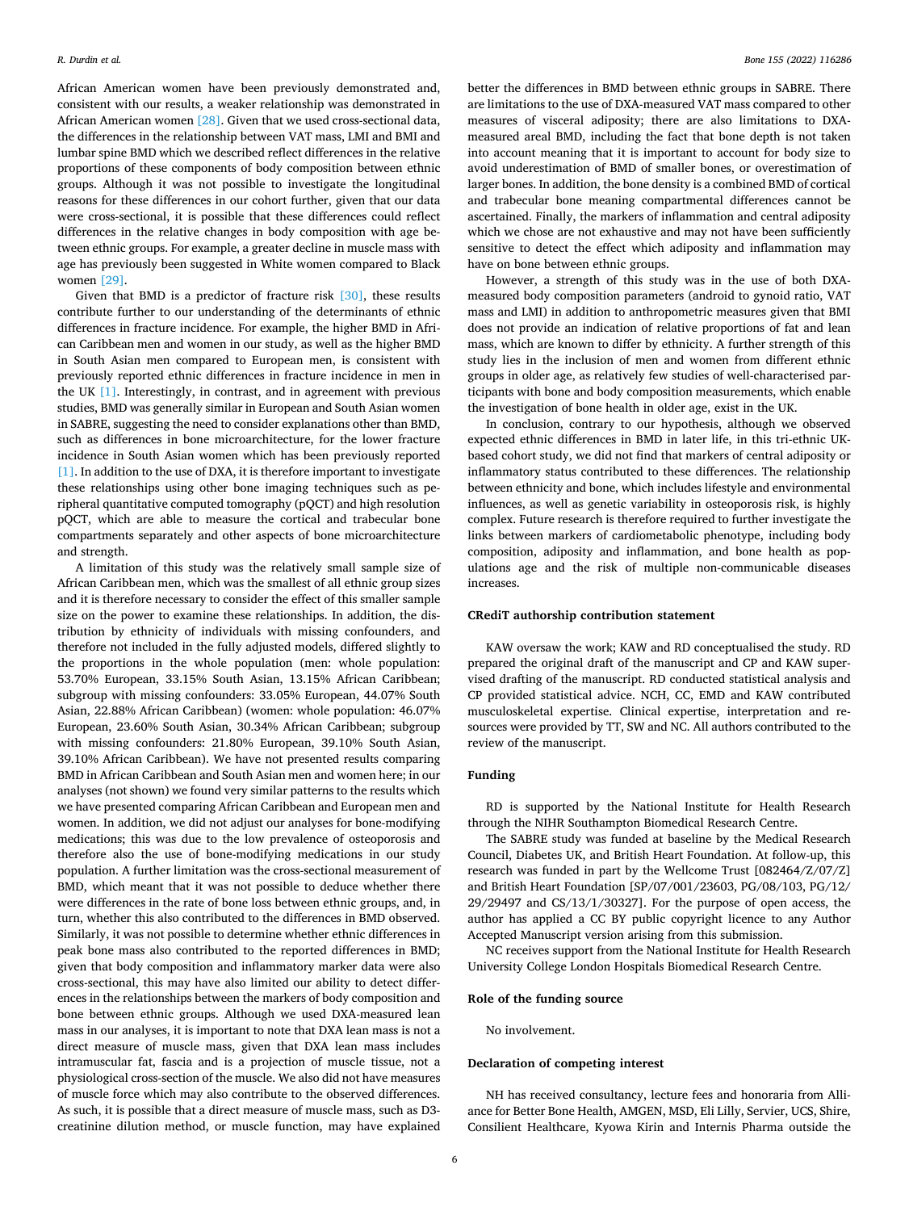African American women have been previously demonstrated and, consistent with our results, a weaker relationship was demonstrated in African American women [28]. Given that we used cross-sectional data, the differences in the relationship between VAT mass, LMI and BMI and lumbar spine BMD which we described reflect differences in the relative proportions of these components of body composition between ethnic groups. Although it was not possible to investigate the longitudinal reasons for these differences in our cohort further, given that our data were cross-sectional, it is possible that these differences could reflect differences in the relative changes in body composition with age between ethnic groups. For example, a greater decline in muscle mass with age has previously been suggested in White women compared to Black women [29].

Given that BMD is a predictor of fracture risk [30], these results contribute further to our understanding of the determinants of ethnic differences in fracture incidence. For example, the higher BMD in African Caribbean men and women in our study, as well as the higher BMD in South Asian men compared to European men, is consistent with previously reported ethnic differences in fracture incidence in men in the UK [1]. Interestingly, in contrast, and in agreement with previous studies, BMD was generally similar in European and South Asian women in SABRE, suggesting the need to consider explanations other than BMD, such as differences in bone microarchitecture, for the lower fracture incidence in South Asian women which has been previously reported [1]. In addition to the use of DXA, it is therefore important to investigate these relationships using other bone imaging techniques such as peripheral quantitative computed tomography (pQCT) and high resolution pQCT, which are able to measure the cortical and trabecular bone compartments separately and other aspects of bone microarchitecture and strength.

A limitation of this study was the relatively small sample size of African Caribbean men, which was the smallest of all ethnic group sizes and it is therefore necessary to consider the effect of this smaller sample size on the power to examine these relationships. In addition, the distribution by ethnicity of individuals with missing confounders, and therefore not included in the fully adjusted models, differed slightly to the proportions in the whole population (men: whole population: 53.70% European, 33.15% South Asian, 13.15% African Caribbean; subgroup with missing confounders: 33.05% European, 44.07% South Asian, 22.88% African Caribbean) (women: whole population: 46.07% European, 23.60% South Asian, 30.34% African Caribbean; subgroup with missing confounders: 21.80% European, 39.10% South Asian, 39.10% African Caribbean). We have not presented results comparing BMD in African Caribbean and South Asian men and women here; in our analyses (not shown) we found very similar patterns to the results which we have presented comparing African Caribbean and European men and women. In addition, we did not adjust our analyses for bone-modifying medications; this was due to the low prevalence of osteoporosis and therefore also the use of bone-modifying medications in our study population. A further limitation was the cross-sectional measurement of BMD, which meant that it was not possible to deduce whether there were differences in the rate of bone loss between ethnic groups, and, in turn, whether this also contributed to the differences in BMD observed. Similarly, it was not possible to determine whether ethnic differences in peak bone mass also contributed to the reported differences in BMD; given that body composition and inflammatory marker data were also cross-sectional, this may have also limited our ability to detect differences in the relationships between the markers of body composition and bone between ethnic groups. Although we used DXA-measured lean mass in our analyses, it is important to note that DXA lean mass is not a direct measure of muscle mass, given that DXA lean mass includes intramuscular fat, fascia and is a projection of muscle tissue, not a physiological cross-section of the muscle. We also did not have measures of muscle force which may also contribute to the observed differences. As such, it is possible that a direct measure of muscle mass, such as D3-creatinine dilution method, or muscle function, may have explained better the differences in BMD between ethnic groups in SABRE. There are limitations to the use of DXA-measured VAT mass compared to other measures of visceral adiposity; there are also limitations to DXA-measured areal BMD, including the fact that bone depth is not taken into account meaning that it is important to account for body size to avoid underestimation of BMD of smaller bones, or overestimation of larger bones. In addition, the bone density is a combined BMD of cortical and trabecular bone meaning compartmental differences cannot be ascertained. Finally, the markers of inflammation and central adiposity which we chose are not exhaustive and may not have been sufficiently sensitive to detect the effect which adiposity and inflammation may have on bone between ethnic groups.

However, a strength of this study was in the use of both DXA-measured body composition parameters (android to gynoid ratio, VAT mass and LMI) in addition to anthropometric measures given that BMI does not provide an indication of relative proportions of fat and lean mass, which are known to differ by ethnicity. A further strength of this study lies in the inclusion of men and women from different ethnic groups in older age, as relatively few studies of well-characterised participants with bone and body composition measurements, which enable the investigation of bone health in older age, exist in the UK.

In conclusion, contrary to our hypothesis, although we observed expected ethnic differences in BMD in later life, in this tri-ethnic UK-based cohort study, we did not find that markers of central adiposity or inflammatory status contributed to these differences. The relationship between ethnicity and bone, which includes lifestyle and environmental influences, as well as genetic variability in osteoporosis risk, is highly complex. Future research is therefore required to further investigate the links between markers of cardiometabolic phenotype, including body composition, adiposity and inflammation, and bone health as populations age and the risk of multiple non-communicable diseases increases.

## CRediT authorship contribution statement

KAW oversaw the work; KAW and RD conceptualised the study. RD prepared the original draft of the manuscript and CP and KAW supervised drafting of the manuscript. RD conducted statistical analysis and CP provided statistical advice. NCH, CC, EMD and KAW contributed musculoskeletal expertise. Clinical expertise, interpretation and resources were provided by TT, SW and NC. All authors contributed to the review of the manuscript.

## Funding

RD is supported by the National Institute for Health Research through the NIHR Southampton Biomedical Research Centre.

The SABRE study was funded at baseline by the Medical Research Council, Diabetes UK, and British Heart Foundation. At follow-up, this research was funded in part by the Wellcome Trust [082464/Z/07/Z] and British Heart Foundation [SP/07/001/23603, PG/08/103, PG/12/29/29497 and CS/13/1/30327]. For the purpose of open access, the author has applied a CC BY public copyright licence to any Author Accepted Manuscript version arising from this submission.

NC receives support from the National Institute for Health Research University College London Hospitals Biomedical Research Centre.

## Role of the funding source

No involvement.

## Declaration of competing interest

NH has received consultancy, lecture fees and honoraria from Alliance for Better Bone Health, AMGEN, MSD, Eli Lilly, Servier, UCS, Shire, Consilient Healthcare, Kyowa Kirin and Internis Pharma outside the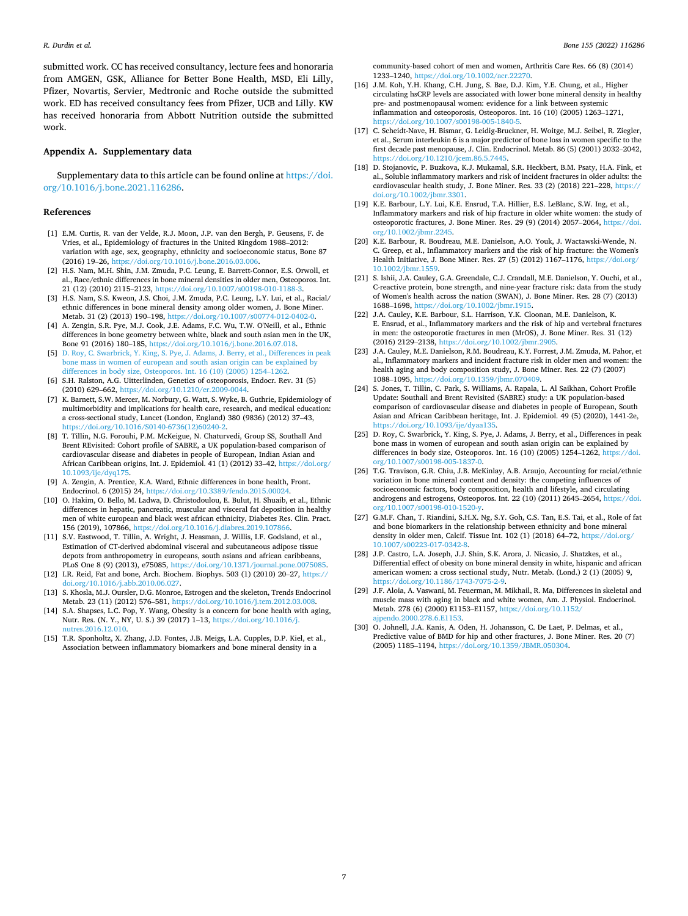submitted work. CC has received consultancy, lecture fees and honoraria from AMGEN, GSK, Alliance for Better Bone Health, MSD, Eli Lilly, Pfizer, Novartis, Servier, Medtronic and Roche outside the submitted work. ED has received consultancy fees from Pfizer, UCB and Lilly. KW has received honoraria from Abbott Nutrition outside the submitted work.

## Appendix A. Supplementary data

Supplementary data to this article can be found online at https://doi.org/10.1016/j.bone.2021.116286.

## References

[1] E.M. Curtis, R. van der Velde, R.J. Moon, J.P. van den Bergh, P. Geusens, F. de Vries, et al., Epidemiology of fractures in the United Kingdom 1988–2012: variation with age, sex, geography, ethnicity and socioeconomic status, Bone 87 (2016) 19–26, https://doi.org/10.1016/j.bone.2016.03.006.

[2] H.S. Nam, M.H. Shin, J.M. Zmuda, P.C. Leung, E. Barrett-Connor, E.S. Orwoll, et al., Race/ethnic differences in bone mineral densities in older men, Osteoporos. Int. 21 (12) (2010) 2115–2123, https://doi.org/10.1007/s00198-010-1188-3.

[3] H.S. Nam, S.S. Kweon, J.S. Choi, J.M. Zmuda, P.C. Leung, L.Y. Lui, et al., Racial/ethnic differences in bone mineral density among older women, J. Bone Miner. Metab. 31 (2) (2013) 190–198, https://doi.org/10.1007/s00774-012-0402-0.

[4] A. Zengin, S.R. Pye, M.J. Cook, J.E. Adams, F.C. Wu, T.W. O'Neill, et al., Ethnic differences in bone geometry between white, black and south asian men in the UK, Bone 91 (2016) 180–185, https://doi.org/10.1016/j.bone.2016.07.018.

[5] D. Roy, C. Swarbrick, Y. King, S. Pye, J. Adams, J. Berry, et al., Differences in peak bone mass in women of european and south asian origin can be explained by differences in body size, Osteoporos. Int. 16 (10) (2005) 1254–1262.

[6] S.H. Ralston, A.G. Uitterlinden, Genetics of osteoporosis, Endocr. Rev. 31 (5) (2010) 629–662, https://doi.org/10.1210/er.2009-0044.

[7] K. Barnett, S.W. Mercer, M. Norbury, G. Watt, S. Wyke, B. Guthrie, Epidemiology of multimorbidity and implications for health care, research, and medical education: a cross-sectional study, Lancet (London, England) 380 (9836) (2012) 37–43, https://doi.org/10.1016/S0140-6736(12)60240-2.

[8] T. Tillin, N.G. Forouhi, P.M. McKeigue, N. Chaturvedi, Group SS, Southall And Brent REvisited: Cohort profile of SABRE, a UK population-based comparison of cardiovascular disease and diabetes in people of European, Indian Asian and African Caribbean origins, Int. J. Epidemiol. 41 (1) (2012) 33–42, https://doi.org/10.1093/ije/dyq175.

[9] A. Zengin, A. Prentice, K.A. Ward, Ethnic differences in bone health, Front. Endocrinol. 6 (2015) 24, https://doi.org/10.3389/fendo.2015.00024.

[10] O. Hakim, O. Bello, M. Ladwa, D. Christodoulou, E. Bulut, H. Shuaib, et al., Ethnic differences in hepatic, pancreatic, muscular and visceral fat deposition in healthy men of white european and black west african ethnicity, Diabetes Res. Clin. Pract. 156 (2019), 107866, https://doi.org/10.1016/j.diabres.2019.107866.

[11] S.V. Eastwood, T. Tillin, A. Wright, J. Heasman, J. Willis, I.F. Godsland, et al., Estimation of CT-derived abdominal visceral and subcutaneous adipose tissue depots from anthropometry in europeans, south asians and african caribbeans, PLoS One 8 (9) (2013), e75085, https://doi.org/10.1371/journal.pone.0075085.

[12] I.R. Reid, Fat and bone, Arch. Biochem. Biophys. 503 (1) (2010) 20–27, https://doi.org/10.1016/j.abb.2010.06.027.

[13] S. Khosla, M.J. Oursler, D.G. Monroe, Estrogen and the skeleton, Trends Endocrinol Metab. 23 (11) (2012) 576–581, https://doi.org/10.1016/j.tem.2012.03.008.

[14] S.A. Shapses, L.C. Pop, Y. Wang, Obesity is a concern for bone health with aging, Nutr. Res. (N. Y., NY, U. S.) 39 (2017) 1–13, https://doi.org/10.1016/j.nutres.2016.12.010.

[15] T.R. Sponholtz, X. Zhang, J.D. Fontes, J.B. Meigs, L.A. Cupples, D.P. Kiel, et al., Association between inflammatory biomarkers and bone mineral density in a community-based cohort of men and women, Arthritis Care Res. 66 (8) (2014) 1233–1240, https://doi.org/10.1002/acr.22270.

[16] J.M. Koh, Y.H. Khang, C.H. Jung, S. Bae, D.J. Kim, Y.E. Chung, et al., Higher circulating hsCRP levels are associated with lower bone mineral density in healthy pre- and postmenopausal women: evidence for a link between systemic inflammation and osteoporosis, Osteoporos. Int. 16 (10) (2005) 1263–1271, https://doi.org/10.1007/s00198-005-1840-5.

[17] C. Scheidt-Nave, H. Bismar, G. Leidig-Bruckner, H. Woitge, M.J. Seibel, R. Ziegler, et al., Serum interleukin 6 is a major predictor of bone loss in women specific to the first decade past menopause, J. Clin. Endocrinol. Metab. 86 (5) (2001) 2032–2042, https://doi.org/10.1210/jcem.86.5.7445.

[18] D. Stojanovic, P. Buzkova, K.J. Mukamal, S.R. Heckbert, B.M. Psaty, H.A. Fink, et al., Soluble inflammatory markers and risk of incident fractures in older adults: the cardiovascular health study, J. Bone Miner. Res. 33 (2) (2018) 221–228, https://doi.org/10.1002/jbmr.3301.

[19] K.E. Barbour, L.Y. Lui, K.E. Ensrud, T.A. Hillier, E.S. LeBlanc, S.W. Ing, et al., Inflammatory markers and risk of hip fracture in older white women: the study of osteoporotic fractures, J. Bone Miner. Res. 29 (9) (2014) 2057–2064, https://doi.org/10.1002/jbmr.2245.

[20] K.E. Barbour, R. Boudreau, M.E. Danielson, A.O. Youk, J. Wactawski-Wende, N. C. Greep, et al., Inflammatory markers and the risk of hip fracture: the Women's Health Initiative, J. Bone Miner. Res. 27 (5) (2012) 1167–1176, https://doi.org/10.1002/jbmr.1559.

[21] S. Ishii, J.A. Cauley, G.A. Greendale, C.J. Crandall, M.E. Danielson, Y. Ouchi, et al., C-reactive protein, bone strength, and nine-year fracture risk: data from the study of Women's health across the nation (SWAN), J. Bone Miner. Res. 28 (7) (2013) 1688–1698, https://doi.org/10.1002/jbmr.1915.

[22] J.A. Cauley, K.E. Barbour, S.L. Harrison, Y.K. Cloonan, M.E. Danielson, K. E. Ensrud, et al., Inflammatory markers and the risk of hip and vertebral fractures in men: the osteoporotic fractures in men (MrOS), J. Bone Miner. Res. 31 (12) (2016) 2129–2138, https://doi.org/10.1002/jbmr.2905.

[23] J.A. Cauley, M.E. Danielson, R.M. Boudreau, K.Y. Forrest, J.M. Zmuda, M. Pahor, et al., Inflammatory markers and incident fracture risk in older men and women: the health aging and body composition study, J. Bone Miner. Res. 22 (7) (2007) 1088–1095, https://doi.org/10.1359/jbmr.070409.

[24] S. Jones, T. Tillin, C. Park, S. Williams, A. Rapala, L. Al Saikhan, Cohort Profile Update: Southall and Brent Revisited (SABRE) study: a UK population-based comparison of cardiovascular disease and diabetes in people of European, South Asian and African Caribbean heritage, Int. J. Epidemiol. 49 (5) (2020), 1441-2e, https://doi.org/10.1093/ije/dyaa135.

[25] D. Roy, C. Swarbrick, Y. King, S. Pye, J. Adams, J. Berry, et al., Differences in peak bone mass in women of european and south asian origin can be explained by differences in body size, Osteoporos. Int. 16 (10) (2005) 1254–1262, https://doi.org/10.1007/s00198-005-1837-0.

[26] T.G. Travison, G.R. Chiu, J.B. McKinlay, A.B. Araujo, Accounting for racial/ethnic variation in bone mineral content and density: the competing influences of socioeconomic factors, body composition, health and lifestyle, and circulating androgens and estrogens, Osteoporos. Int. 22 (10) (2011) 2645–2654, https://doi.org/10.1007/s00198-010-1520-y.

[27] G.M.F. Chan, T. Riandini, S.H.X. Ng, S.Y. Goh, C.S. Tan, E.S. Tai, et al., Role of fat and bone biomarkers in the relationship between ethnicity and bone mineral density in older men, Calcif. Tissue Int. 102 (1) (2018) 64–72, https://doi.org/10.1007/s00223-017-0342-8.

[28] J.P. Castro, L.A. Joseph, J.J. Shin, S.K. Arora, J. Nicasio, J. Shatzkes, et al., Differential effect of obesity on bone mineral density in white, hispanic and african american women: a cross sectional study, Nutr. Metab. (Lond.) 2 (1) (2005) 9, https://doi.org/10.1186/1743-7075-2-9.

[29] J.F. Aloia, A. Vaswani, M. Feuerman, M. Mikhail, R. Ma, Differences in skeletal and muscle mass with aging in black and white women, Am. J. Physiol. Endocrinol. Metab. 278 (6) (2000) E1153–E1157, https://doi.org/10.1152/ajpendo.2000.278.6.E1153.

[30] O. Johnell, J.A. Kanis, A. Oden, H. Johansson, C. De Laet, P. Delmas, et al., Predictive value of BMD for hip and other fractures, J. Bone Miner. Res. 20 (7) (2005) 1185–1194, https://doi.org/10.1359/JBMR.050304.